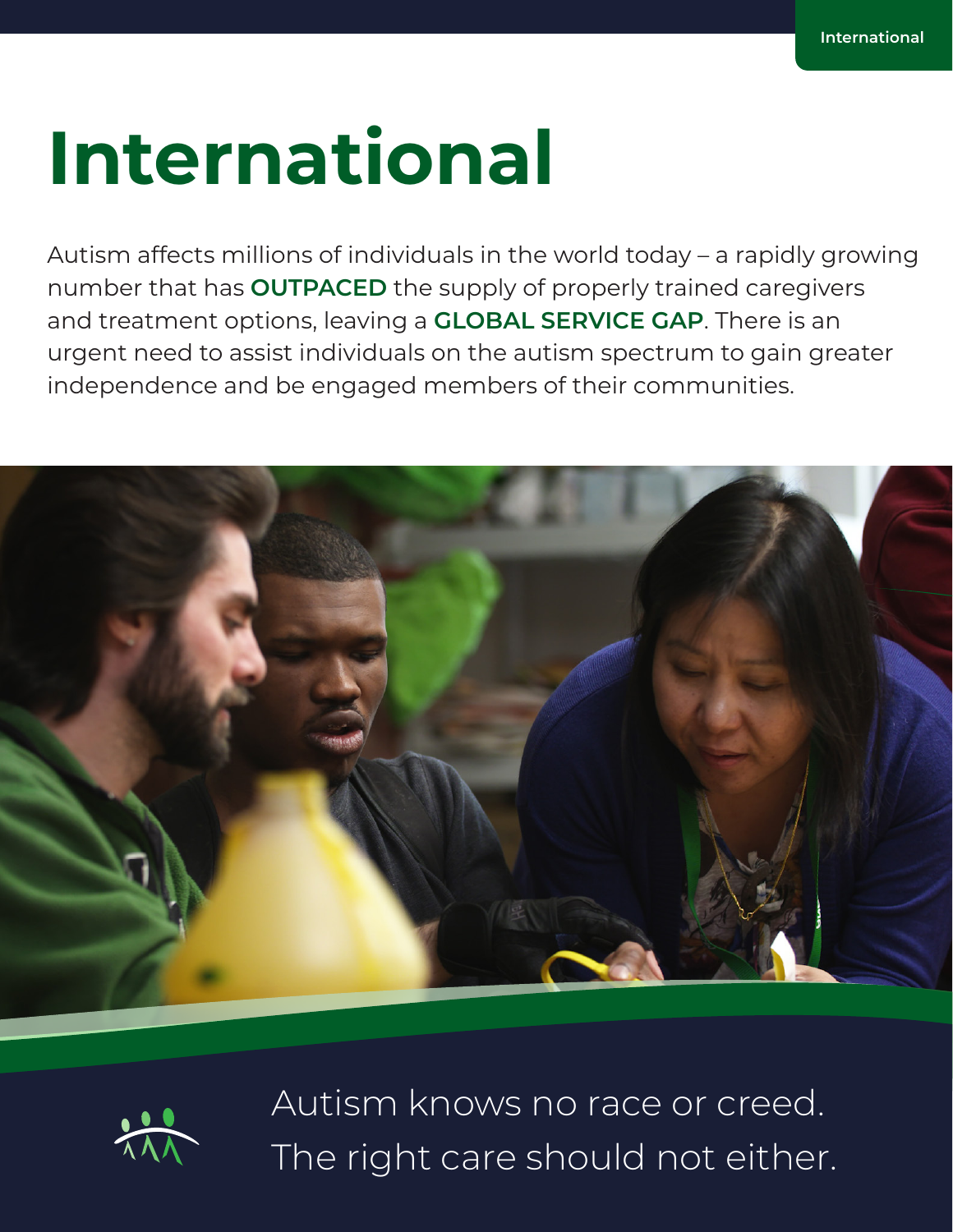# International

Autism affects millions of individuals in the world today – a rapidly growing number that has **OUTPACED** the supply of properly trained caregivers and treatment options, leaving a **GLOBAL SERVICE GAP**. There is an urgent need to assist individuals on the autism spectrum to gain greater independence and be engaged members of their communities.

Autism knows no race or creed.
The right care should not either.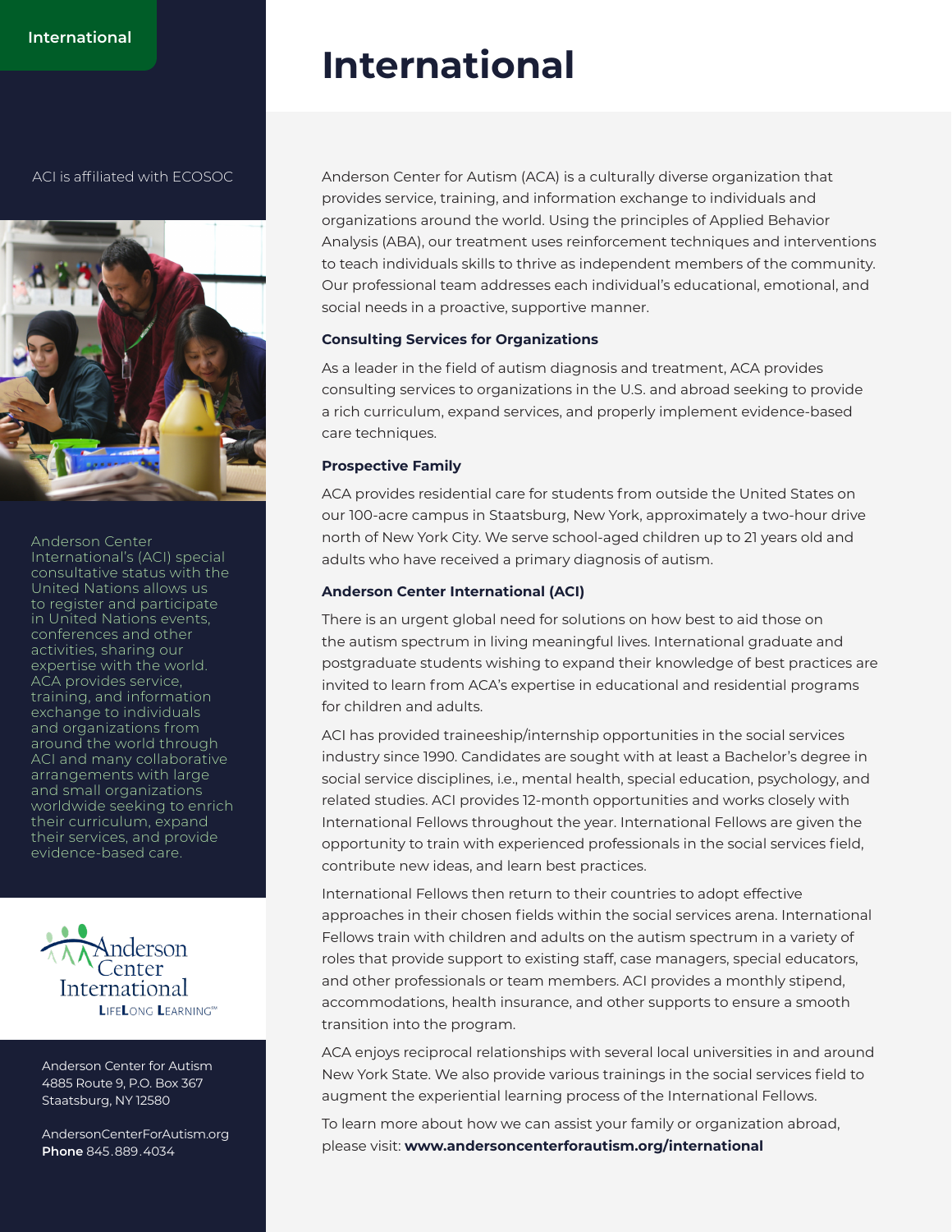# International

ACI is affiliated with ECOSOC

Anderson Center International's (ACI) special consultative status with the United Nations allows us to register and participate in United Nations events, conferences and other activities, sharing our expertise with the world. ACA provides service, training, and information exchange to individuals and organizations from around the world through ACI and many collaborative arrangements with large and small organizations worldwide seeking to enrich their curriculum, expand their services, and provide evidence-based care.

Anderson Center International
LifeLong Learning℠

Anderson Center for Autism
4885 Route 9, P.O. Box 367
Staatsburg, NY 12580

AndersonCenterForAutism.org
**Phone** 845.889.4034

Anderson Center for Autism (ACA) is a culturally diverse organization that provides service, training, and information exchange to individuals and organizations around the world. Using the principles of Applied Behavior Analysis (ABA), our treatment uses reinforcement techniques and interventions to teach individuals skills to thrive as independent members of the community. Our professional team addresses each individual's educational, emotional, and social needs in a proactive, supportive manner.

### Consulting Services for Organizations

As a leader in the field of autism diagnosis and treatment, ACA provides consulting services to organizations in the U.S. and abroad seeking to provide a rich curriculum, expand services, and properly implement evidence-based care techniques.

### Prospective Family

ACA provides residential care for students from outside the United States on our 100-acre campus in Staatsburg, New York, approximately a two-hour drive north of New York City. We serve school-aged children up to 21 years old and adults who have received a primary diagnosis of autism.

### Anderson Center International (ACI)

There is an urgent global need for solutions on how best to aid those on the autism spectrum in living meaningful lives. International graduate and postgraduate students wishing to expand their knowledge of best practices are invited to learn from ACA's expertise in educational and residential programs for children and adults.

ACI has provided traineeship/internship opportunities in the social services industry since 1990. Candidates are sought with at least a Bachelor's degree in social service disciplines, i.e., mental health, special education, psychology, and related studies. ACI provides 12-month opportunities and works closely with International Fellows throughout the year. International Fellows are given the opportunity to train with experienced professionals in the social services field, contribute new ideas, and learn best practices.

International Fellows then return to their countries to adopt effective approaches in their chosen fields within the social services arena. International Fellows train with children and adults on the autism spectrum in a variety of roles that provide support to existing staff, case managers, special educators, and other professionals or team members. ACI provides a monthly stipend, accommodations, health insurance, and other supports to ensure a smooth transition into the program.

ACA enjoys reciprocal relationships with several local universities in and around New York State. We also provide various trainings in the social services field to augment the experiential learning process of the International Fellows.

To learn more about how we can assist your family or organization abroad, please visit: **www.andersoncenterforautism.org/international**